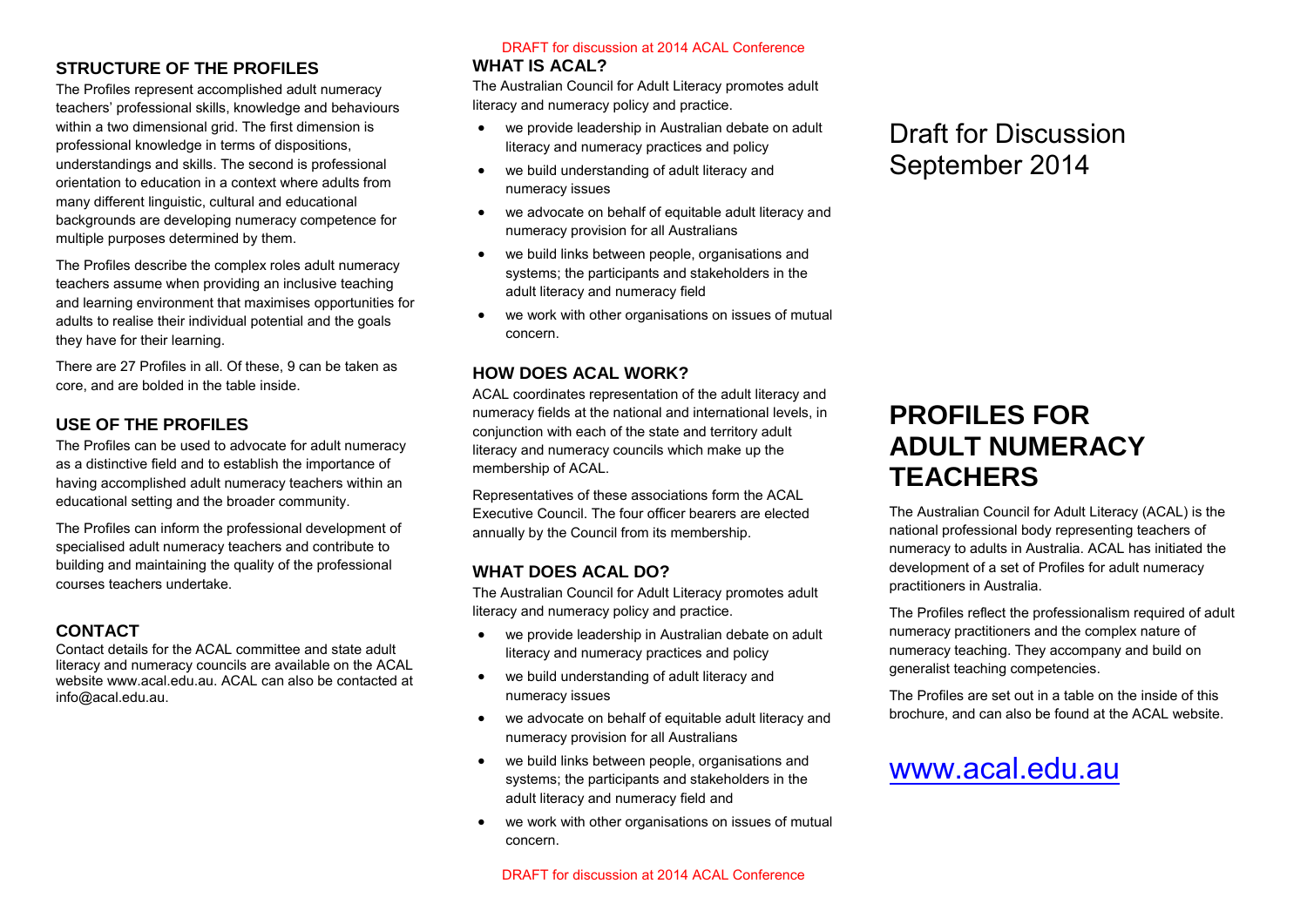## STRUCTURE OF THE PROFILES

The Profiles represent accomplished adult numeracy teachers' professional skills, knowledge and behaviours within a two dimensional grid. The first dimension is professional knowledge in terms of dispositions, understandings and skills. The second is professional orientation to education in a context where adults from many different linguistic, cultural and educational backgrounds are developing numeracy competence for multiple purposes determined by them.

The Profiles describe the complex roles adult numeracy teachers assume when providing an inclusive teaching and learning environment that maximises opportunities for adults to realise their individual potential and the goals they have for their learning.

There are 27 Profiles in all. Of these, 9 can be taken as core, and are bolded in the table inside.

## USE OF THE PROFILES

The Profiles can be used to advocate for adult numeracy as a distinctive field and to establish the importance of having accomplished adult numeracy teachers within an educational setting and the broader community.

The Profiles can inform the professional development of specialised adult numeracy teachers and contribute to building and maintaining the quality of the professional courses teachers undertake.

## CONTACT

Contact details for the ACAL committee and state adult literacy and numeracy councils are available on the ACAL website www.acal.edu.au. ACAL can also be contacted at info@acal.edu.au.

DRAFT for discussion at 2014 ACAL Conference

## WHAT IS ACAL?

The Australian Council for Adult Literacy promotes adult literacy and numeracy policy and practice.

- we provide leadership in Australian debate on adult literacy and numeracy practices and policy
- we build understanding of adult literacy and numeracy issues
- we advocate on behalf of equitable adult literacy and numeracy provision for all Australians
- we build links between people, organisations and systems; the participants and stakeholders in the adult literacy and numeracy field
- we work with other organisations on issues of mutual concern.

## HOW DOES ACAL WORK?

ACAL coordinates representation of the adult literacy and numeracy fields at the national and international levels, in conjunction with each of the state and territory adult literacy and numeracy councils which make up the membership of ACAL.

Representatives of these associations form the ACAL Executive Council. The four officer bearers are elected annually by the Council from its membership.

## WHAT DOES ACAL DO?

The Australian Council for Adult Literacy promotes adult literacy and numeracy policy and practice.

- we provide leadership in Australian debate on adult literacy and numeracy practices and policy
- we build understanding of adult literacy and numeracy issues
- we advocate on behalf of equitable adult literacy and numeracy provision for all Australians
- we build links between people, organisations and systems; the participants and stakeholders in the adult literacy and numeracy field and
- we work with other organisations on issues of mutual concern.

DRAFT for discussion at 2014 ACAL Conference

Draft for Discussion
September 2014

# PROFILES FOR ADULT NUMERACY TEACHERS

The Australian Council for Adult Literacy (ACAL) is the national professional body representing teachers of numeracy to adults in Australia. ACAL has initiated the development of a set of Profiles for adult numeracy practitioners in Australia.

The Profiles reflect the professionalism required of adult numeracy practitioners and the complex nature of numeracy teaching. They accompany and build on generalist teaching competencies.

The Profiles are set out in a table on the inside of this brochure, and can also be found at the ACAL website.

www.acal.edu.au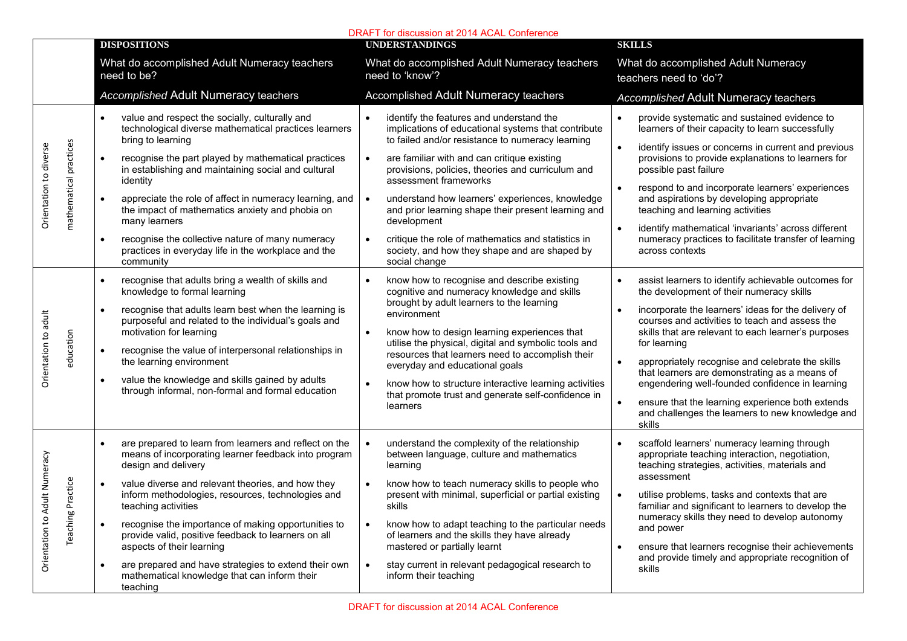| | DISPOSITIONS<br>What do accomplished Adult Numeracy teachers need to be?<br>*Accomplished* Adult Numeracy teachers | UNDERSTANDINGS<br>What do accomplished Adult Numeracy teachers need to 'know'?<br>Accomplished Adult Numeracy teachers | SKILLS<br>What do accomplished Adult Numeracy teachers need to 'do'?<br>*Accomplished* Adult Numeracy teachers |
|---|---|---|---|
| Orientation to diverse mathematical practices | • value and respect the socially, culturally and technological diverse mathematical practices learners bring to learning<br>• recognise the part played by mathematical practices in establishing and maintaining social and cultural identity<br>• appreciate the role of affect in numeracy learning, and the impact of mathematics anxiety and phobia on many learners<br>• recognise the collective nature of many numeracy practices in everyday life in the workplace and the community | • identify the features and understand the implications of educational systems that contribute to failed and/or resistance to numeracy learning<br>• are familiar with and can critique existing provisions, policies, theories and curriculum and assessment frameworks<br>• understand how learners' experiences, knowledge and prior learning shape their present learning and development<br>• critique the role of mathematics and statistics in society, and how they shape and are shaped by social change | • provide systematic and sustained evidence to learners of their capacity to learn successfully<br>• identify issues or concerns in current and previous provisions to provide explanations to learners for possible past failure<br>• respond to and incorporate learners' experiences and aspirations by developing appropriate teaching and learning activities<br>• identify mathematical 'invariants' across different numeracy practices to facilitate transfer of learning across contexts |
| Orientation to adult education | • recognise that adults bring a wealth of skills and knowledge to formal learning<br>• recognise that adults learn best when the learning is purposeful and related to the individual's goals and motivation for learning<br>• recognise the value of interpersonal relationships in the learning environment<br>• value the knowledge and skills gained by adults through informal, non-formal and formal education | • know how to recognise and describe existing cognitive and numeracy knowledge and skills brought by adult learners to the learning environment<br>• know how to design learning experiences that utilise the physical, digital and symbolic tools and resources that learners need to accomplish their everyday and educational goals<br>• know how to structure interactive learning activities that promote trust and generate self-confidence in learners | • assist learners to identify achievable outcomes for the development of their numeracy skills<br>• incorporate the learners' ideas for the delivery of courses and activities to teach and assess the skills that are relevant to each learner's purposes for learning<br>• appropriately recognise and celebrate the skills that learners are demonstrating as a means of engendering well-founded confidence in learning<br>• ensure that the learning experience both extends and challenges the learners to new knowledge and skills |
| Orientation to Adult Numeracy Teaching Practice | • are prepared to learn from learners and reflect on the means of incorporating learner feedback into program design and delivery<br>• value diverse and relevant theories, and how they inform methodologies, resources, technologies and teaching activities<br>• recognise the importance of making opportunities to provide valid, positive feedback to learners on all aspects of their learning<br>• are prepared and have strategies to extend their own mathematical knowledge that can inform their teaching | • understand the complexity of the relationship between language, culture and mathematics learning<br>• know how to teach numeracy skills to people who present with minimal, superficial or partial existing skills<br>• know how to adapt teaching to the particular needs of learners and the skills they have already mastered or partially learnt<br>• stay current in relevant pedagogical research to inform their teaching | • scaffold learners' numeracy learning through appropriate teaching interaction, negotiation, teaching strategies, activities, materials and assessment<br>• utilise problems, tasks and contexts that are familiar and significant to learners to develop the numeracy skills they need to develop autonomy and power<br>• ensure that learners recognise their achievements and provide timely and appropriate recognition of skills |